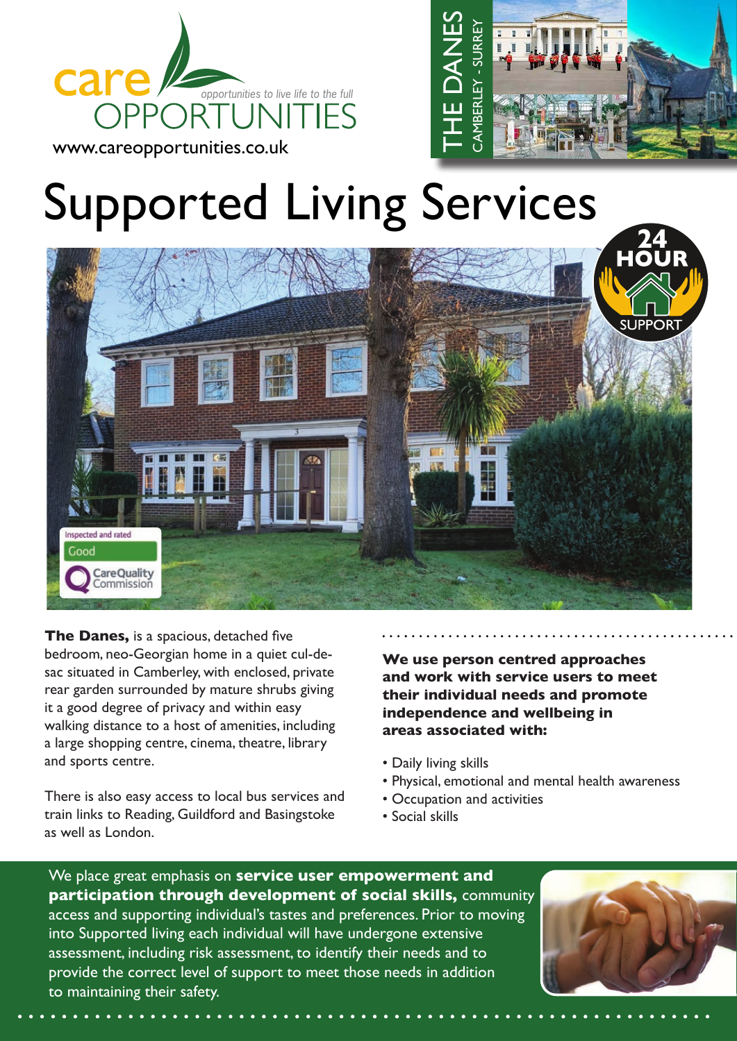care OPPORTUNITIES

*opportunities to live life to the full*

www.careopportunities.co.uk

THE DANES

CAMBERLEY - SURREY

# Supported Living Services

24 HOUR SUPPORT

Inspected and rated Good — Care Quality Commission

**The Danes,** is a spacious, detached five bedroom, neo-Georgian home in a quiet cul-de-sac situated in Camberley, with enclosed, private rear garden surrounded by mature shrubs giving it a good degree of privacy and within easy walking distance to a host of amenities, including a large shopping centre, cinema, theatre, library and sports centre.

There is also easy access to local bus services and train links to Reading, Guildford and Basingstoke as well as London.

**We use person centred approaches and work with service users to meet their individual needs and promote independence and wellbeing in areas associated with:**

- Daily living skills
- Physical, emotional and mental health awareness
- Occupation and activities
- Social skills

We place great emphasis on **service user empowerment and participation through development of social skills,** community access and supporting individual's tastes and preferences. Prior to moving into Supported living each individual will have undergone extensive assessment, including risk assessment, to identify their needs and to provide the correct level of support to meet those needs in addition to maintaining their safety.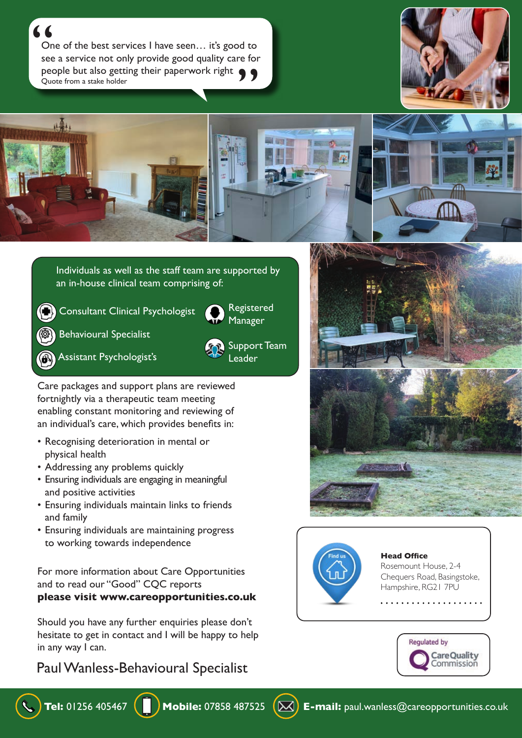> One of the best services I have seen… it's good to see a service not only provide good quality care for people but also getting their paperwork right
>
> Quote from a stake holder

Individuals as well as the staff team are supported by an in-house clinical team comprising of:

- Consultant Clinical Psychologist
- Behavioural Specialist
- Assistant Psychologist's
- Registered Manager
- Support Team Leader

Care packages and support plans are reviewed fortnightly via a therapeutic team meeting enabling constant monitoring and reviewing of an individual's care, which provides benefits in:

- Recognising deterioration in mental or physical health
- Addressing any problems quickly
- Ensuring individuals are engaging in meaningful and positive activities
- Ensuring individuals maintain links to friends and family
- Ensuring individuals are maintaining progress to working towards independence

For more information about Care Opportunities and to read our "Good" CQC reports **please visit www.careopportunities.co.uk**

Should you have any further enquiries please don't hesitate to get in contact and I will be happy to help in any way I can.

Paul Wanless-Behavioural Specialist

Find us

**Head Office**
Rosemount House, 2-4
Chequers Road, Basingstoke,
Hampshire, RG21 7PU

Regulated by Care Quality Commission

**Tel:** 01256 405467 **Mobile:** 07858 487525 **E-mail:** paul.wanless@careopportunities.co.uk